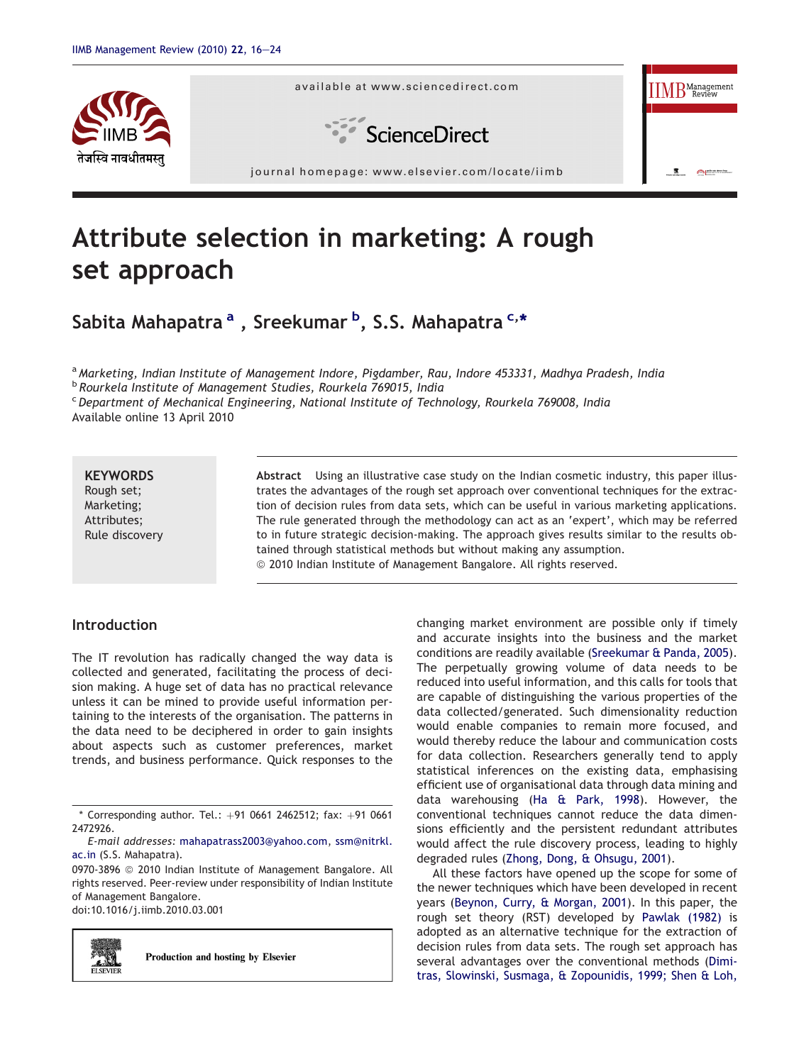# Attribute selection in marketing: A rough set approach

Sabita Mahapatra [a], Sreekumar [b], S.S. Mahapatra [c,*]

[a] Marketing, Indian Institute of Management Indore, Pigdamber, Rau, Indore 453331, Madhya Pradesh, India
[b] Rourkela Institute of Management Studies, Rourkela 769015, India
[c] Department of Mechanical Engineering, National Institute of Technology, Rourkela 769008, India

Available online 13 April 2010

**KEYWORDS**
Rough set;
Marketing;
Attributes;
Rule discovery

**Abstract** Using an illustrative case study on the Indian cosmetic industry, this paper illustrates the advantages of the rough set approach over conventional techniques for the extraction of decision rules from data sets, which can be useful in various marketing applications. The rule generated through the methodology can act as an 'expert', which may be referred to in future strategic decision-making. The approach gives results similar to the results obtained through statistical methods but without making any assumption.
© 2010 Indian Institute of Management Bangalore. All rights reserved.

## Introduction

The IT revolution has radically changed the way data is collected and generated, facilitating the process of decision making. A huge set of data has no practical relevance unless it can be mined to provide useful information pertaining to the interests of the organisation. The patterns in the data need to be deciphered in order to gain insights about aspects such as customer preferences, market trends, and business performance. Quick responses to the changing market environment are possible only if timely and accurate insights into the business and the market conditions are readily available (Sreekumar & Panda, 2005). The perpetually growing volume of data needs to be reduced into useful information, and this calls for tools that are capable of distinguishing the various properties of the data collected/generated. Such dimensionality reduction would enable companies to remain more focused, and would thereby reduce the labour and communication costs for data collection. Researchers generally tend to apply statistical inferences on the existing data, emphasising efficient use of organisational data through data mining and data warehousing (Ha & Park, 1998). However, the conventional techniques cannot reduce the data dimensions efficiently and the persistent redundant attributes would affect the rule discovery process, leading to highly degraded rules (Zhong, Dong, & Ohsugu, 2001).

All these factors have opened up the scope for some of the newer techniques which have been developed in recent years (Beynon, Curry, & Morgan, 2001). In this paper, the rough set theory (RST) developed by Pawlak (1982) is adopted as an alternative technique for the extraction of decision rules from data sets. The rough set approach has several advantages over the conventional methods (Dimitras, Slowinski, Susmaga, & Zopounidis, 1999; Shen & Loh,

\* Corresponding author. Tel.: +91 0661 2462512; fax: +91 0661 2472926.
E-mail addresses: mahapatrass2003@yahoo.com, ssm@nitrkl.ac.in (S.S. Mahapatra).

0970-3896 © 2010 Indian Institute of Management Bangalore. All rights reserved. Peer-review under responsibility of Indian Institute of Management Bangalore.
doi:10.1016/j.iimb.2010.03.001

Production and hosting by Elsevier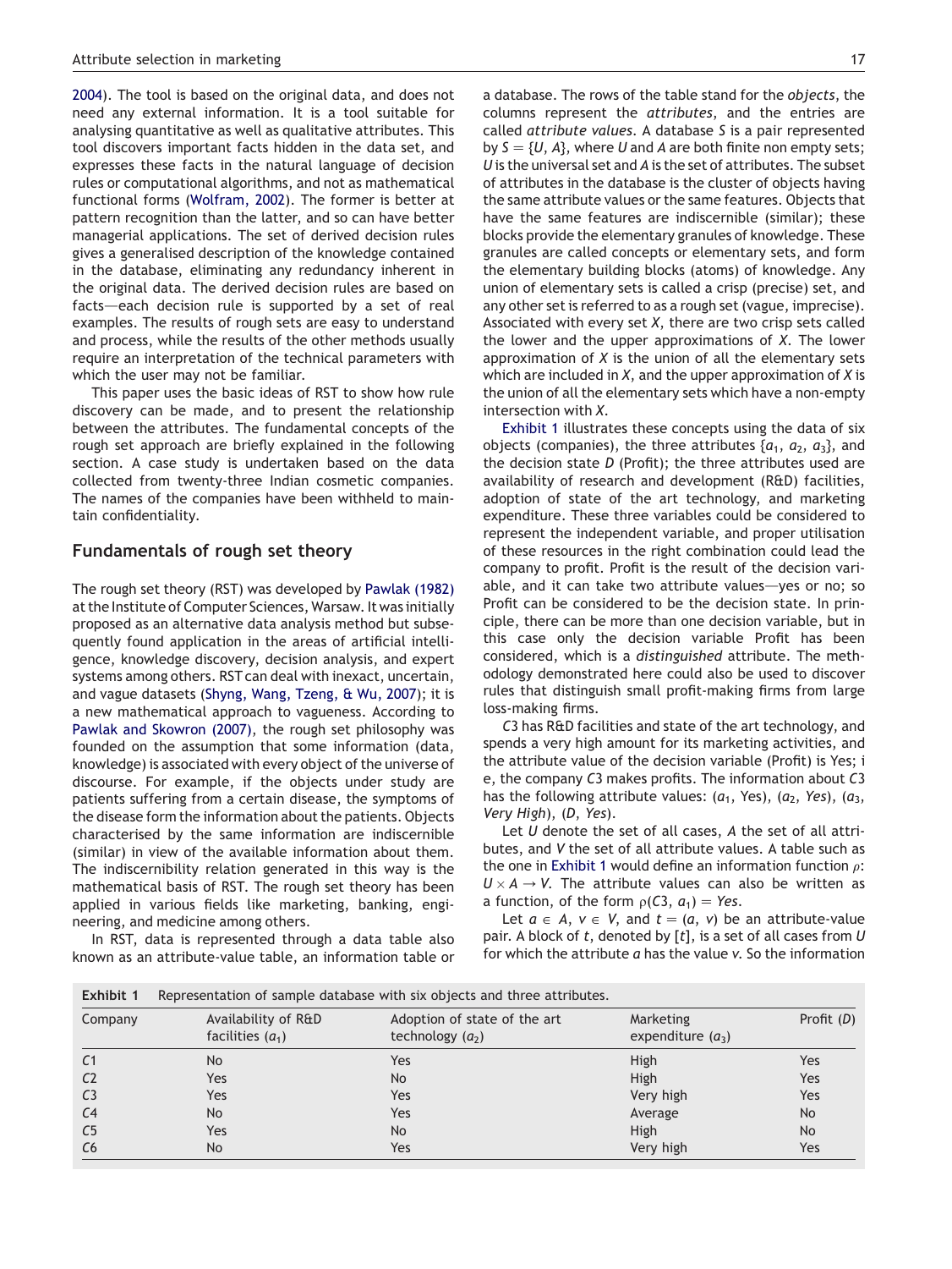2004). The tool is based on the original data, and does not need any external information. It is a tool suitable for analysing quantitative as well as qualitative attributes. This tool discovers important facts hidden in the data set, and expresses these facts in the natural language of decision rules or computational algorithms, and not as mathematical functional forms (Wolfram, 2002). The former is better at pattern recognition than the latter, and so can have better managerial applications. The set of derived decision rules gives a generalised description of the knowledge contained in the database, eliminating any redundancy inherent in the original data. The derived decision rules are based on facts—each decision rule is supported by a set of real examples. The results of rough sets are easy to understand and process, while the results of the other methods usually require an interpretation of the technical parameters with which the user may not be familiar.

This paper uses the basic ideas of RST to show how rule discovery can be made, and to present the relationship between the attributes. The fundamental concepts of the rough set approach are briefly explained in the following section. A case study is undertaken based on the data collected from twenty-three Indian cosmetic companies. The names of the companies have been withheld to maintain confidentiality.

## Fundamentals of rough set theory

The rough set theory (RST) was developed by Pawlak (1982) at the Institute of Computer Sciences, Warsaw. It was initially proposed as an alternative data analysis method but subsequently found application in the areas of artificial intelligence, knowledge discovery, decision analysis, and expert systems among others. RST can deal with inexact, uncertain, and vague datasets (Shyng, Wang, Tzeng, & Wu, 2007); it is a new mathematical approach to vagueness. According to Pawlak and Skowron (2007), the rough set philosophy was founded on the assumption that some information (data, knowledge) is associated with every object of the universe of discourse. For example, if the objects under study are patients suffering from a certain disease, the symptoms of the disease form the information about the patients. Objects characterised by the same information are indiscernible (similar) in view of the available information about them. The indiscernibility relation generated in this way is the mathematical basis of RST. The rough set theory has been applied in various fields like marketing, banking, engineering, and medicine among others.

In RST, data is represented through a data table also known as an attribute-value table, an information table or a database. The rows of the table stand for the *objects*, the columns represent the *attributes*, and the entries are called *attribute values*. A database $S$ is a pair represented by $S = \{U, A\}$, where $U$ and $A$ are both finite non empty sets; $U$ is the universal set and $A$ is the set of attributes. The subset of attributes in the database is the cluster of objects having the same attribute values or the same features. Objects that have the same features are indiscernible (similar); these blocks provide the elementary granules of knowledge. These granules are called concepts or elementary sets, and form the elementary building blocks (atoms) of knowledge. Any union of elementary sets is called a crisp (precise) set, and any other set is referred to as a rough set (vague, imprecise). Associated with every set $X$, there are two crisp sets called the lower and the upper approximations of $X$. The lower approximation of $X$ is the union of all the elementary sets which are included in $X$, and the upper approximation of $X$ is the union of all the elementary sets which have a non-empty intersection with $X$.

Exhibit 1 illustrates these concepts using the data of six objects (companies), the three attributes $\{a_1, a_2, a_3\}$, and the decision state $D$ (Profit); the three attributes used are availability of research and development (R&D) facilities, adoption of state of the art technology, and marketing expenditure. These three variables could be considered to represent the independent variable, and proper utilisation of these resources in the right combination could lead the company to profit. Profit is the result of the decision variable, and it can take two attribute values—yes or no; so Profit can be considered to be the decision state. In principle, there can be more than one decision variable, but in this case only the decision variable Profit has been considered, which is a *distinguished* attribute. The methodology demonstrated here could also be used to discover rules that distinguish small profit-making firms from large loss-making firms.

$C3$ has R&D facilities and state of the art technology, and spends a very high amount for its marketing activities, and the attribute value of the decision variable (Profit) is Yes; i e, the company $C3$ makes profits. The information about $C3$ has the following attribute values: ($a_1$, Yes), ($a_2$, *Yes*), ($a_3$, *Very High*), ($D$, *Yes*).

Let $U$ denote the set of all cases, $A$ the set of all attributes, and $V$ the set of all attribute values. A table such as the one in Exhibit 1 would define an information function $\rho$: $U \times A \rightarrow V$. The attribute values can also be written as a function, of the form $\rho(C3, a_1) = Yes$.

Let $a \in A$, $v \in V$, and $t = (a, v)$ be an attribute-value pair. A block of $t$, denoted by $[t]$, is a set of all cases from $U$ for which the attribute $a$ has the value $v$. So the information

**Exhibit 1** Representation of sample database with six objects and three attributes.

| Company | Availability of R&D facilities ($a_1$) | Adoption of state of the art technology ($a_2$) | Marketing expenditure ($a_3$) | Profit ($D$) |
|---|---|---|---|---|
| $C1$ | No | Yes | High | Yes |
| $C2$ | Yes | No | High | Yes |
| $C3$ | Yes | Yes | Very high | Yes |
| $C4$ | No | Yes | Average | No |
| $C5$ | Yes | No | High | No |
| $C6$ | No | Yes | Very high | Yes |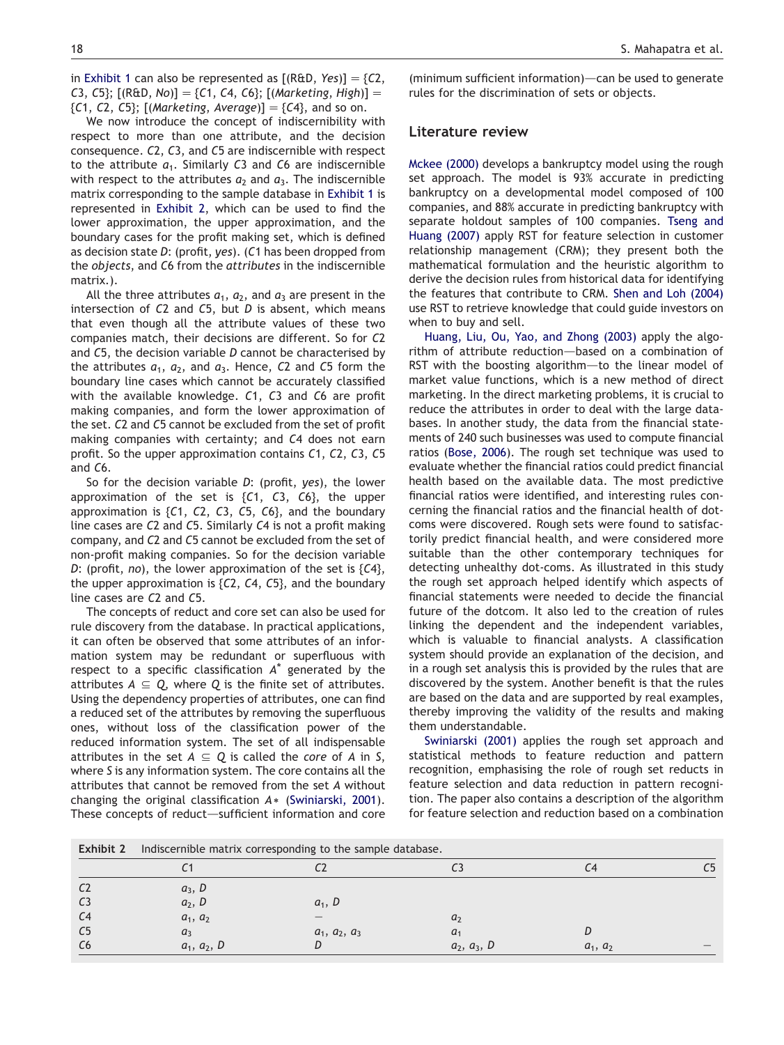in Exhibit 1 can also be represented as [(R&D, *Yes*)] = {*C*2, *C*3, *C*5}; [(R&D, *No*)] = {*C*1, *C*4, *C*6}; [(*Marketing*, *High*)] = {*C*1, *C*2, *C*5}; [(*Marketing*, *Average*)] = {*C*4}, and so on.

We now introduce the concept of indiscernibility with respect to more than one attribute, and the decision consequence. *C*2, *C*3, and *C*5 are indiscernible with respect to the attribute $a_1$. Similarly *C*3 and *C*6 are indiscernible with respect to the attributes $a_2$ and $a_3$. The indiscernible matrix corresponding to the sample database in Exhibit 1 is represented in Exhibit 2, which can be used to find the lower approximation, the upper approximation, and the boundary cases for the profit making set, which is defined as decision state *D*: (profit, *yes*). (*C*1 has been dropped from the *objects*, and *C*6 from the *attributes* in the indiscernible matrix.).

All the three attributes $a_1$, $a_2$, and $a_3$ are present in the intersection of *C*2 and *C*5, but *D* is absent, which means that even though all the attribute values of these two companies match, their decisions are different. So for *C*2 and *C*5, the decision variable *D* cannot be characterised by the attributes $a_1$, $a_2$, and $a_3$. Hence, *C*2 and *C*5 form the boundary line cases which cannot be accurately classified with the available knowledge. *C*1, *C*3 and *C*6 are profit making companies, and form the lower approximation of the set. *C*2 and *C*5 cannot be excluded from the set of profit making companies with certainty; and *C*4 does not earn profit. So the upper approximation contains *C*1, *C*2, *C*3, *C*5 and *C*6.

So for the decision variable *D*: (profit, *yes*), the lower approximation of the set is {*C*1, *C*3, *C*6}, the upper approximation is {*C*1, *C*2, *C*3, *C*5, *C*6}, and the boundary line cases are *C*2 and *C*5. Similarly *C*4 is not a profit making company, and *C*2 and *C*5 cannot be excluded from the set of non-profit making companies. So for the decision variable *D*: (profit, *no*), the lower approximation of the set is {*C*4}, the upper approximation is {*C*2, *C*4, *C*5}, and the boundary line cases are *C*2 and *C*5.

The concepts of reduct and core set can also be used for rule discovery from the database. In practical applications, it can often be observed that some attributes of an information system may be redundant or superfluous with respect to a specific classification $A^*$ generated by the attributes $A \subseteq Q$, where *Q* is the finite set of attributes. Using the dependency properties of attributes, one can find a reduced set of the attributes by removing the superfluous ones, without loss of the classification power of the reduced information system. The set of all indispensable attributes in the set $A \subseteq Q$ is called the *core* of *A* in *S*, where *S* is any information system. The core contains all the attributes that cannot be removed from the set *A* without changing the original classification $A*$ (Swiniarski, 2001). These concepts of reduct—sufficient information and core (minimum sufficient information)—can be used to generate rules for the discrimination of sets or objects.

## Literature review

Mckee (2000) develops a bankruptcy model using the rough set approach. The model is 93% accurate in predicting bankruptcy on a developmental model composed of 100 companies, and 88% accurate in predicting bankruptcy with separate holdout samples of 100 companies. Tseng and Huang (2007) apply RST for feature selection in customer relationship management (CRM); they present both the mathematical formulation and the heuristic algorithm to derive the decision rules from historical data for identifying the features that contribute to CRM. Shen and Loh (2004) use RST to retrieve knowledge that could guide investors on when to buy and sell.

Huang, Liu, Ou, Yao, and Zhong (2003) apply the algorithm of attribute reduction—based on a combination of RST with the boosting algorithm—to the linear model of market value functions, which is a new method of direct marketing. In the direct marketing problems, it is crucial to reduce the attributes in order to deal with the large databases. In another study, the data from the financial statements of 240 such businesses was used to compute financial ratios (Bose, 2006). The rough set technique was used to evaluate whether the financial ratios could predict financial health based on the available data. The most predictive financial ratios were identified, and interesting rules concerning the financial ratios and the financial health of dotcoms were discovered. Rough sets were found to satisfactorily predict financial health, and were considered more suitable than the other contemporary techniques for detecting unhealthy dot-coms. As illustrated in this study the rough set approach helped identify which aspects of financial statements were needed to decide the financial future of the dotcom. It also led to the creation of rules linking the dependent and the independent variables, which is valuable to financial analysts. A classification system should provide an explanation of the decision, and in a rough set analysis this is provided by the rules that are discovered by the system. Another benefit is that the rules are based on the data and are supported by real examples, thereby improving the validity of the results and making them understandable.

Swiniarski (2001) applies the rough set approach and statistical methods to feature reduction and pattern recognition, emphasising the role of rough set reducts in feature selection and data reduction in pattern recognition. The paper also contains a description of the algorithm for feature selection and reduction based on a combination

**Exhibit 2** Indiscernible matrix corresponding to the sample database.

| | *C*1 | *C*2 | *C*3 | *C*4 | *C*5 |
|---|---|---|---|---|---|
| *C*2 | $a_3$, *D* | | | | |
| *C*3 | $a_2$, *D* | $a_1$, *D* | | | |
| *C*4 | $a_1$, $a_2$ | — | $a_2$ | | |
| *C*5 | $a_3$ | $a_1$, $a_2$, $a_3$ | $a_1$ | *D* | |
| *C*6 | $a_1$, $a_2$, *D* | *D* | $a_2$, $a_3$, *D* | $a_1$, $a_2$ | — |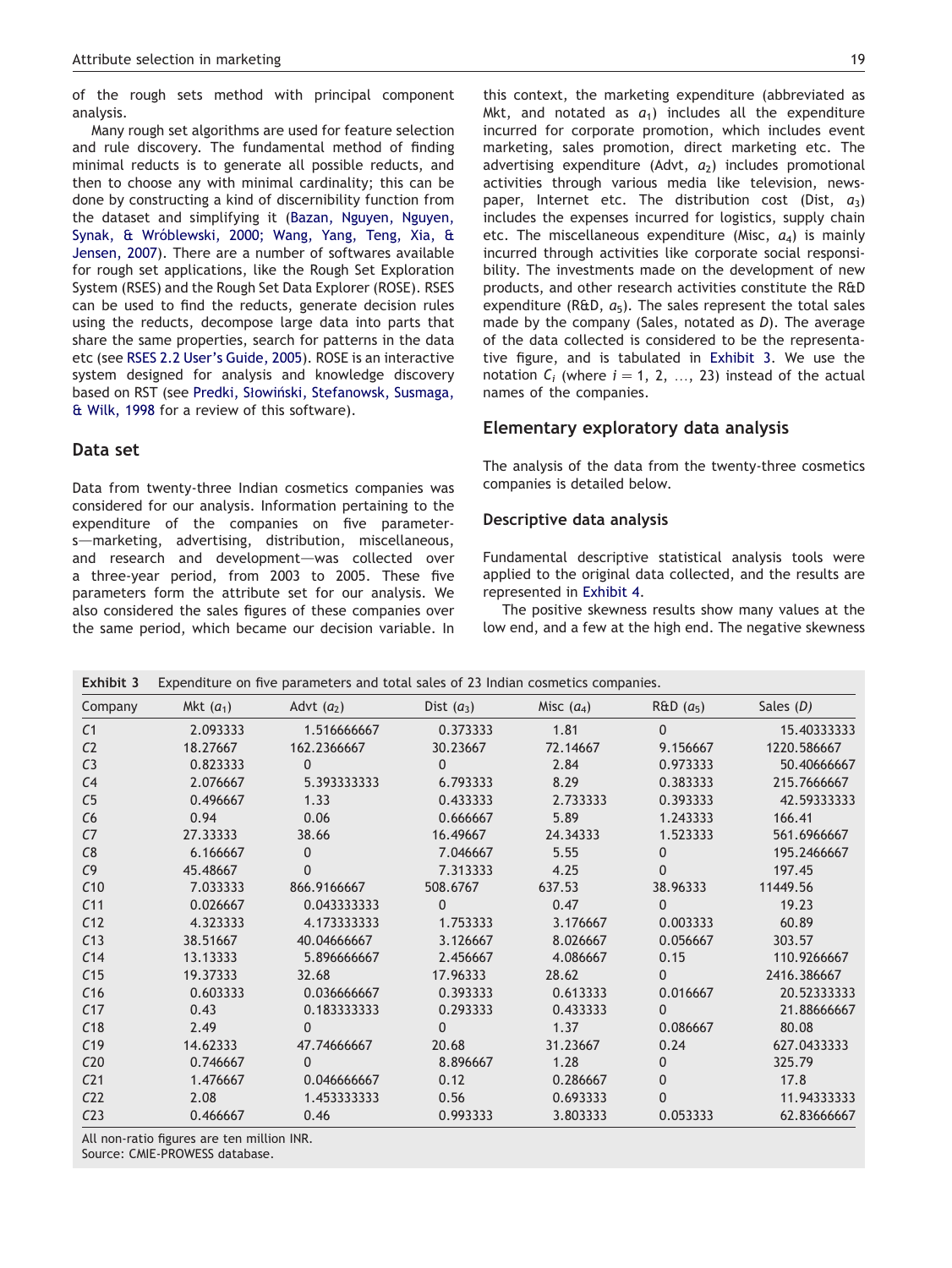of the rough sets method with principal component analysis.

Many rough set algorithms are used for feature selection and rule discovery. The fundamental method of finding minimal reducts is to generate all possible reducts, and then to choose any with minimal cardinality; this can be done by constructing a kind of discernibility function from the dataset and simplifying it (Bazan, Nguyen, Nguyen, Synak, & Wróblewski, 2000; Wang, Yang, Teng, Xia, & Jensen, 2007). There are a number of softwares available for rough set applications, like the Rough Set Exploration System (RSES) and the Rough Set Data Explorer (ROSE). RSES can be used to find the reducts, generate decision rules using the reducts, decompose large data into parts that share the same properties, search for patterns in the data etc (see RSES 2.2 User's Guide, 2005). ROSE is an interactive system designed for analysis and knowledge discovery based on RST (see Predki, Słowiński, Stefanowsk, Susmaga, & Wilk, 1998 for a review of this software).

## Data set

Data from twenty-three Indian cosmetics companies was considered for our analysis. Information pertaining to the expenditure of the companies on five parameters—marketing, advertising, distribution, miscellaneous, and research and development—was collected over a three-year period, from 2003 to 2005. These five parameters form the attribute set for our analysis. We also considered the sales figures of these companies over the same period, which became our decision variable. In this context, the marketing expenditure (abbreviated as Mkt, and notated as $a_1$) includes all the expenditure incurred for corporate promotion, which includes event marketing, sales promotion, direct marketing etc. The advertising expenditure (Advt, $a_2$) includes promotional activities through various media like television, newspaper, Internet etc. The distribution cost (Dist, $a_3$) includes the expenses incurred for logistics, supply chain etc. The miscellaneous expenditure (Misc, $a_4$) is mainly incurred through activities like corporate social responsibility. The investments made on the development of new products, and other research activities constitute the R&D expenditure (R&D, $a_5$). The sales represent the total sales made by the company (Sales, notated as $D$). The average of the data collected is considered to be the representative figure, and is tabulated in Exhibit 3. We use the notation $C_i$ (where $i = 1, 2, \ldots, 23$) instead of the actual names of the companies.

## Elementary exploratory data analysis

The analysis of the data from the twenty-three cosmetics companies is detailed below.

### Descriptive data analysis

Fundamental descriptive statistical analysis tools were applied to the original data collected, and the results are represented in Exhibit 4.

The positive skewness results show many values at the low end, and a few at the high end. The negative skewness

**Exhibit 3** Expenditure on five parameters and total sales of 23 Indian cosmetics companies.

| Company | Mkt ($a_1$) | Advt ($a_2$) | Dist ($a_3$) | Misc ($a_4$) | R&D ($a_5$) | Sales ($D$) |
|---|---|---|---|---|---|---|
| $C1$ | 2.093333 | 1.516666667 | 0.373333 | 1.81 | 0 | 15.40333333 |
| $C2$ | 18.27667 | 162.2366667 | 30.23667 | 72.14667 | 9.156667 | 1220.586667 |
| $C3$ | 0.823333 | 0 | 0 | 2.84 | 0.973333 | 50.40666667 |
| $C4$ | 2.076667 | 5.393333333 | 6.793333 | 8.29 | 0.383333 | 215.7666667 |
| $C5$ | 0.496667 | 1.33 | 0.433333 | 2.733333 | 0.393333 | 42.59333333 |
| $C6$ | 0.94 | 0.06 | 0.666667 | 5.89 | 1.243333 | 166.41 |
| $C7$ | 27.33333 | 38.66 | 16.49667 | 24.34333 | 1.523333 | 561.6966667 |
| $C8$ | 6.166667 | 0 | 7.046667 | 5.55 | 0 | 195.2466667 |
| $C9$ | 45.48667 | 0 | 7.313333 | 4.25 | 0 | 197.45 |
| $C10$ | 7.033333 | 866.9166667 | 508.6767 | 637.53 | 38.96333 | 11449.56 |
| $C11$ | 0.026667 | 0.043333333 | 0 | 0.47 | 0 | 19.23 |
| $C12$ | 4.323333 | 4.173333333 | 1.753333 | 3.176667 | 0.003333 | 60.89 |
| $C13$ | 38.51667 | 40.04666667 | 3.126667 | 8.026667 | 0.056667 | 303.57 |
| $C14$ | 13.13333 | 5.896666667 | 2.456667 | 4.086667 | 0.15 | 110.9266667 |
| $C15$ | 19.37333 | 32.68 | 17.96333 | 28.62 | 0 | 2416.386667 |
| $C16$ | 0.603333 | 0.036666667 | 0.393333 | 0.613333 | 0.016667 | 20.52333333 |
| $C17$ | 0.43 | 0.183333333 | 0.293333 | 0.433333 | 0 | 21.88666667 |
| $C18$ | 2.49 | 0 | 0 | 1.37 | 0.086667 | 80.08 |
| $C19$ | 14.62333 | 47.74666667 | 20.68 | 31.23667 | 0.24 | 627.0433333 |
| $C20$ | 0.746667 | 0 | 8.896667 | 1.28 | 0 | 325.79 |
| $C21$ | 1.476667 | 0.046666667 | 0.12 | 0.286667 | 0 | 17.8 |
| $C22$ | 2.08 | 1.453333333 | 0.56 | 0.693333 | 0 | 11.94333333 |
| $C23$ | 0.466667 | 0.46 | 0.993333 | 3.803333 | 0.053333 | 62.83666667 |

All non-ratio figures are ten million INR.
Source: CMIE-PROWESS database.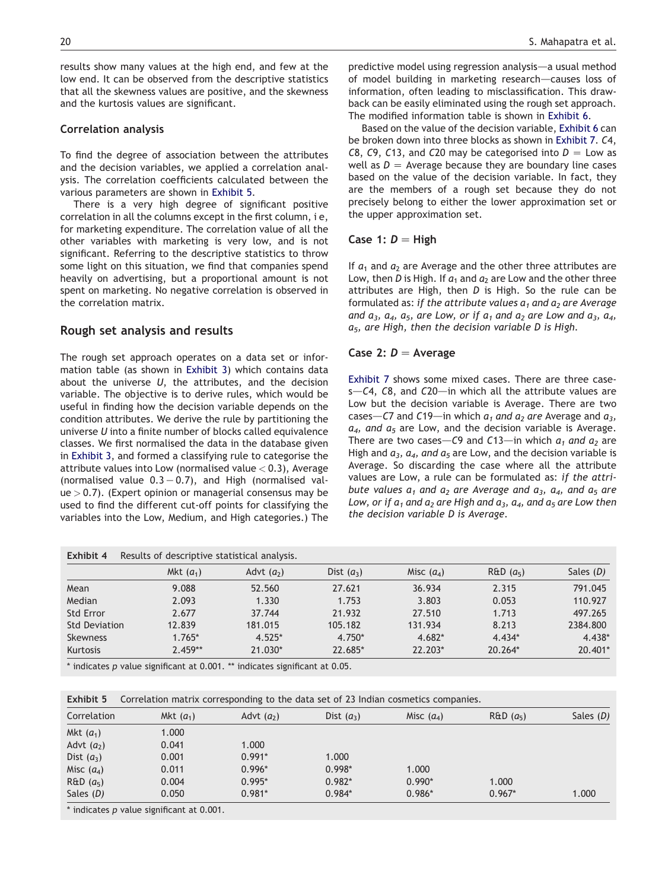results show many values at the high end, and few at the low end. It can be observed from the descriptive statistics that all the skewness values are positive, and the skewness and the kurtosis values are significant.

### Correlation analysis

To find the degree of association between the attributes and the decision variables, we applied a correlation analysis. The correlation coefficients calculated between the various parameters are shown in Exhibit 5.

There is a very high degree of significant positive correlation in all the columns except in the first column, i e, for marketing expenditure. The correlation value of all the other variables with marketing is very low, and is not significant. Referring to the descriptive statistics to throw some light on this situation, we find that companies spend heavily on advertising, but a proportional amount is not spent on marketing. No negative correlation is observed in the correlation matrix.

## Rough set analysis and results

The rough set approach operates on a data set or information table (as shown in Exhibit 3) which contains data about the universe $U$, the attributes, and the decision variable. The objective is to derive rules, which would be useful in finding how the decision variable depends on the condition attributes. We derive the rule by partitioning the universe $U$ into a finite number of blocks called equivalence classes. We first normalised the data in the database given in Exhibit 3, and formed a classifying rule to categorise the attribute values into Low (normalised value $< 0.3$), Average (normalised value $0.3 - 0.7$), and High (normalised value $> 0.7$). (Expert opinion or managerial consensus may be used to find the different cut-off points for classifying the variables into the Low, Medium, and High categories.) The predictive model using regression analysis—a usual method of model building in marketing research—causes loss of information, often leading to misclassification. This drawback can be easily eliminated using the rough set approach. The modified information table is shown in Exhibit 6.

Based on the value of the decision variable, Exhibit 6 can be broken down into three blocks as shown in Exhibit 7. $C4$, $C8$, $C9$, $C13$, and $C20$ may be categorised into $D$ = Low as well as $D$ = Average because they are boundary line cases based on the value of the decision variable. In fact, they are the members of a rough set because they do not precisely belong to either the lower approximation set or the upper approximation set.

### Case 1: $D$ = High

If $a_1$ and $a_2$ are Average and the other three attributes are Low, then $D$ is High. If $a_1$ and $a_2$ are Low and the other three attributes are High, then $D$ is High. So the rule can be formulated as: *if the attribute values $a_1$ and $a_2$ are Average and $a_3$, $a_4$, $a_5$, are Low, or if $a_1$ and $a_2$ are Low and $a_3$, $a_4$, $a_5$, are High, then the decision variable $D$ is High.*

### Case 2: $D$ = Average

Exhibit 7 shows some mixed cases. There are three cases—$C4$, $C8$, and $C20$—in which all the attribute values are Low but the decision variable is Average. There are two cases—$C7$ and $C19$—in which $a_1$ *and* $a_2$ *are* Average and $a_3$, $a_4$, *and* $a_5$ are Low, and the decision variable is Average. There are two cases—$C9$ and $C13$—in which $a_1$ *and* $a_2$ are High and $a_3$, $a_4$, *and* $a_5$ are Low, and the decision variable is Average. So discarding the case where all the attribute values are Low, a rule can be formulated as: *if the attribute values $a_1$ and $a_2$ are Average and $a_3$, $a_4$, and $a_5$ are Low, or if $a_1$ and $a_2$ are High and $a_3$, $a_4$, and $a_5$ are Low then the decision variable $D$ is Average.*

**Exhibit 4** Results of descriptive statistical analysis.

| | Mkt ($a_1$) | Advt ($a_2$) | Dist ($a_3$) | Misc ($a_4$) | R&D ($a_5$) | Sales ($D$) |
|---|---|---|---|---|---|---|
| Mean | 9.088 | 52.560 | 27.621 | 36.934 | 2.315 | 791.045 |
| Median | 2.093 | 1.330 | 1.753 | 3.803 | 0.053 | 110.927 |
| Std Error | 2.677 | 37.744 | 21.932 | 27.510 | 1.713 | 497.265 |
| Std Deviation | 12.839 | 181.015 | 105.182 | 131.934 | 8.213 | 2384.800 |
| Skewness | 1.765* | 4.525* | 4.750* | 4.682* | 4.434* | 4.438* |
| Kurtosis | 2.459** | 21.030* | 22.685* | 22.203* | 20.264* | 20.401* |

\* indicates $p$ value significant at 0.001. ** indicates significant at 0.05.

**Exhibit 5** Correlation matrix corresponding to the data set of 23 Indian cosmetics companies.

| Correlation | Mkt ($a_1$) | Advt ($a_2$) | Dist ($a_3$) | Misc ($a_4$) | R&D ($a_5$) | Sales ($D$) |
|---|---|---|---|---|---|---|
| Mkt ($a_1$) | 1.000 | | | | | |
| Advt ($a_2$) | 0.041 | 1.000 | | | | |
| Dist ($a_3$) | 0.001 | 0.991* | 1.000 | | | |
| Misc ($a_4$) | 0.011 | 0.996* | 0.998* | 1.000 | | |
| R&D ($a_5$) | 0.004 | 0.995* | 0.982* | 0.990* | 1.000 | |
| Sales ($D$) | 0.050 | 0.981* | 0.984* | 0.986* | 0.967* | 1.000 |

\* indicates $p$ value significant at 0.001.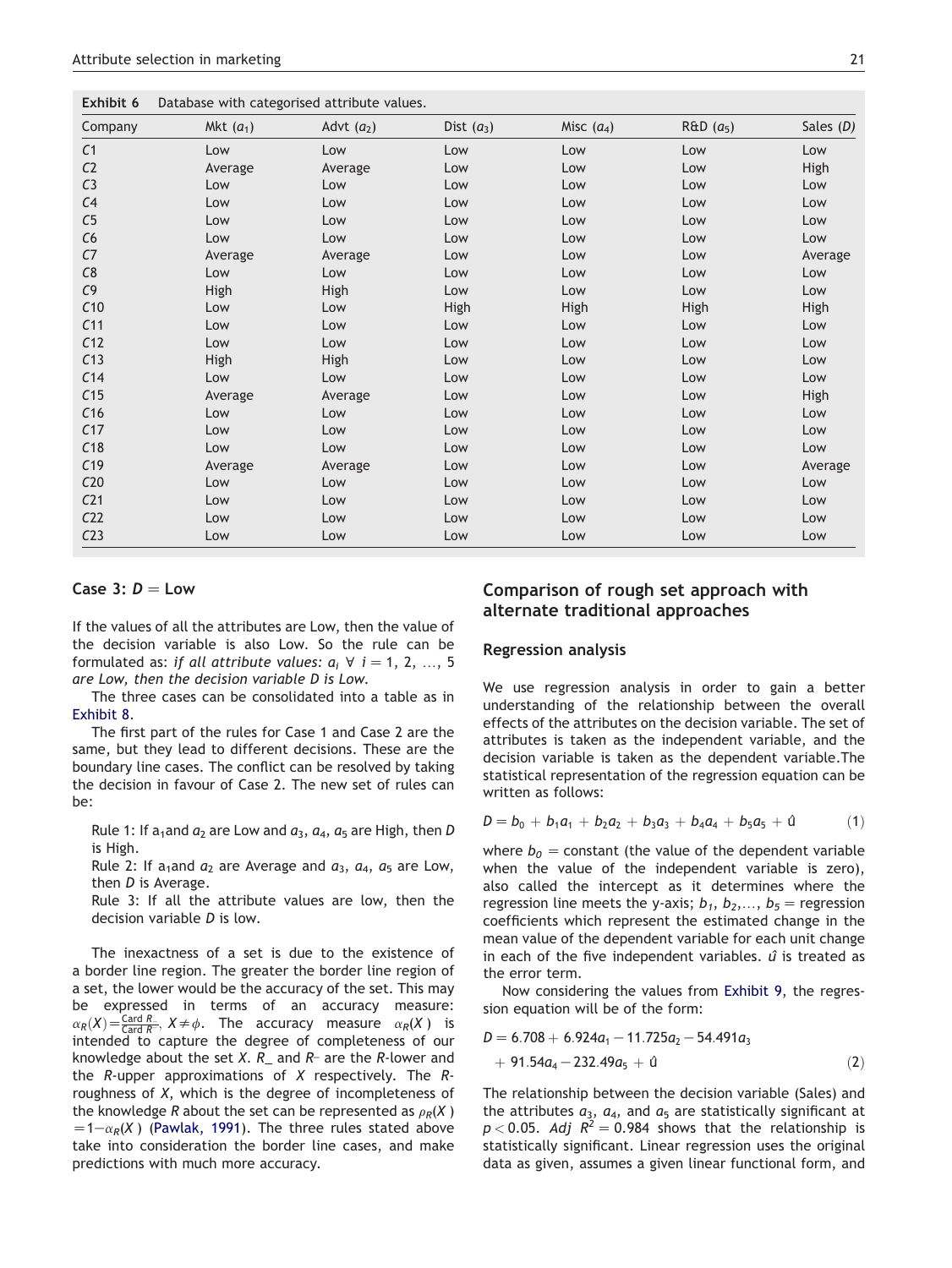**Exhibit 6** Database with categorised attribute values.

| Company | Mkt ($a_1$) | Advt ($a_2$) | Dist ($a_3$) | Misc ($a_4$) | R&D ($a_5$) | Sales ($D$) |
|---|---|---|---|---|---|---|
| $C1$ | Low | Low | Low | Low | Low | Low |
| $C2$ | Average | Average | Low | Low | Low | High |
| $C3$ | Low | Low | Low | Low | Low | Low |
| $C4$ | Low | Low | Low | Low | Low | Low |
| $C5$ | Low | Low | Low | Low | Low | Low |
| $C6$ | Low | Low | Low | Low | Low | Low |
| $C7$ | Average | Average | Low | Low | Low | Average |
| $C8$ | Low | Low | Low | Low | Low | Low |
| $C9$ | High | High | Low | Low | Low | Low |
| $C10$ | Low | Low | High | High | High | High |
| $C11$ | Low | Low | Low | Low | Low | Low |
| $C12$ | Low | Low | Low | Low | Low | Low |
| $C13$ | High | High | Low | Low | Low | Low |
| $C14$ | Low | Low | Low | Low | Low | Low |
| $C15$ | Average | Average | Low | Low | Low | High |
| $C16$ | Low | Low | Low | Low | Low | Low |
| $C17$ | Low | Low | Low | Low | Low | Low |
| $C18$ | Low | Low | Low | Low | Low | Low |
| $C19$ | Average | Average | Low | Low | Low | Average |
| $C20$ | Low | Low | Low | Low | Low | Low |
| $C21$ | Low | Low | Low | Low | Low | Low |
| $C22$ | Low | Low | Low | Low | Low | Low |
| $C23$ | Low | Low | Low | Low | Low | Low |

#### Case 3: $D$ = Low

If the values of all the attributes are Low, then the value of the decision variable is also Low. So the rule can be formulated as: *if all attribute values: $a_i$ $\forall$ $i = 1, 2, \ldots, 5$ are Low, then the decision variable D is Low.*

The three cases can be consolidated into a table as in Exhibit 8.

The first part of the rules for Case 1 and Case 2 are the same, but they lead to different decisions. These are the boundary line cases. The conflict can be resolved by taking the decision in favour of Case 2. The new set of rules can be:

Rule 1: If $a_1$ and $a_2$ are Low and $a_3$, $a_4$, $a_5$ are High, then $D$ is High.
Rule 2: If $a_1$ and $a_2$ are Average and $a_3$, $a_4$, $a_5$ are Low, then $D$ is Average.
Rule 3: If all the attribute values are low, then the decision variable $D$ is low.

The inexactness of a set is due to the existence of a border line region. The greater the border line region of a set, the lower would be the accuracy of the set. This may be expressed in terms of an accuracy measure: $\alpha_R(X) = \frac{\text{Card } R_-}{\text{Card } R^-}$, $X \neq \phi$. The accuracy measure $\alpha_R(X)$ is intended to capture the degree of completeness of our knowledge about the set $X$. $R_-$ and $R^-$ are the $R$-lower and the $R$-upper approximations of $X$ respectively. The $R$-roughness of $X$, which is the degree of incompleteness of the knowledge $R$ about the set can be represented as $\rho_R(X) = 1 - \alpha_R(X)$ (Pawlak, 1991). The three rules stated above take into consideration the border line cases, and make predictions with much more accuracy.

## Comparison of rough set approach with alternate traditional approaches

### Regression analysis

We use regression analysis in order to gain a better understanding of the relationship between the overall effects of the attributes on the decision variable. The set of attributes is taken as the independent variable, and the decision variable is taken as the dependent variable. The statistical representation of the regression equation can be written as follows:

$$D = b_0 + b_1 a_1 + b_2 a_2 + b_3 a_3 + b_4 a_4 + b_5 a_5 + \hat{u} \tag{1}$$

where $b_0$ = constant (the value of the dependent variable when the value of the independent variable is zero), also called the intercept as it determines where the regression line meets the y-axis; $b_1, b_2, \ldots, b_5$ = regression coefficients which represent the estimated change in the mean value of the dependent variable for each unit change in each of the five independent variables. $\hat{u}$ is treated as the error term.

Now considering the values from Exhibit 9, the regression equation will be of the form:

$$D = 6.708 + 6.924a_1 - 11.725a_2 - 54.491a_3 + 91.54a_4 - 232.49a_5 + \hat{u} \tag{2}$$

The relationship between the decision variable (Sales) and the attributes $a_3$, $a_4$, and $a_5$ are statistically significant at $p < 0.05$. *Adj* $R^2 = 0.984$ shows that the relationship is statistically significant. Linear regression uses the original data as given, assumes a given linear functional form, and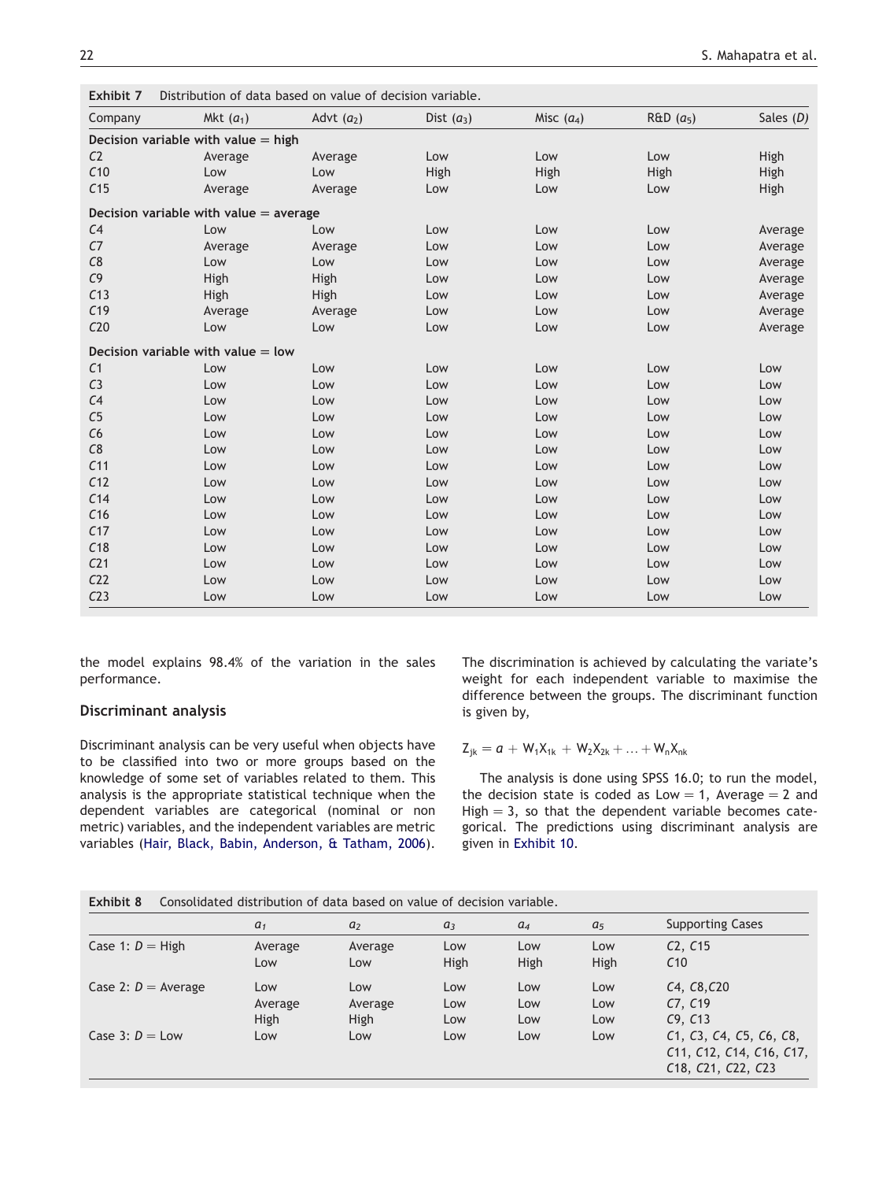Exhibit 7 Distribution of data based on value of decision variable.

| Company | Mkt ($a_1$) | Advt ($a_2$) | Dist ($a_3$) | Misc ($a_4$) | R&D ($a_5$) | Sales ($D$) |
|---|---|---|---|---|---|---|
| **Decision variable with value = high** | | | | | | |
| C2 | Average | Average | Low | Low | Low | High |
| C10 | Low | Low | High | High | High | High |
| C15 | Average | Average | Low | Low | Low | High |
| **Decision variable with value = average** | | | | | | |
| C4 | Low | Low | Low | Low | Low | Average |
| C7 | Average | Average | Low | Low | Low | Average |
| C8 | Low | Low | Low | Low | Low | Average |
| C9 | High | High | Low | Low | Low | Average |
| C13 | High | High | Low | Low | Low | Average |
| C19 | Average | Average | Low | Low | Low | Average |
| C20 | Low | Low | Low | Low | Low | Average |
| **Decision variable with value = low** | | | | | | |
| C1 | Low | Low | Low | Low | Low | Low |
| C3 | Low | Low | Low | Low | Low | Low |
| C4 | Low | Low | Low | Low | Low | Low |
| C5 | Low | Low | Low | Low | Low | Low |
| C6 | Low | Low | Low | Low | Low | Low |
| C8 | Low | Low | Low | Low | Low | Low |
| C11 | Low | Low | Low | Low | Low | Low |
| C12 | Low | Low | Low | Low | Low | Low |
| C14 | Low | Low | Low | Low | Low | Low |
| C16 | Low | Low | Low | Low | Low | Low |
| C17 | Low | Low | Low | Low | Low | Low |
| C18 | Low | Low | Low | Low | Low | Low |
| C21 | Low | Low | Low | Low | Low | Low |
| C22 | Low | Low | Low | Low | Low | Low |
| C23 | Low | Low | Low | Low | Low | Low |

the model explains 98.4% of the variation in the sales performance.

## Discriminant analysis

Discriminant analysis can be very useful when objects have to be classified into two or more groups based on the knowledge of some set of variables related to them. This analysis is the appropriate statistical technique when the dependent variables are categorical (nominal or non metric) variables, and the independent variables are metric variables (Hair, Black, Babin, Anderson, & Tatham, 2006). The discrimination is achieved by calculating the variate's weight for each independent variable to maximise the difference between the groups. The discriminant function is given by,

$$Z_{jk} = a + W_1X_{1k} + W_2X_{2k} + \ldots + W_nX_{nk}$$

The analysis is done using SPSS 16.0; to run the model, the decision state is coded as Low = 1, Average = 2 and High = 3, so that the dependent variable becomes categorical. The predictions using discriminant analysis are given in Exhibit 10.

Exhibit 8 Consolidated distribution of data based on value of decision variable.

| | $a_1$ | $a_2$ | $a_3$ | $a_4$ | $a_5$ | Supporting Cases |
|---|---|---|---|---|---|---|
| Case 1: $D$ = High | Average | Average | Low | Low | Low | C2, C15 |
| | Low | Low | High | High | High | C10 |
| Case 2: $D$ = Average | Low | Low | Low | Low | Low | C4, C8, C20 |
| | Average | Average | Low | Low | Low | C7, C19 |
| | High | High | Low | Low | Low | C9, C13 |
| Case 3: $D$ = Low | Low | Low | Low | Low | Low | C1, C3, C4, C5, C6, C8, C11, C12, C14, C16, C17, C18, C21, C22, C23 |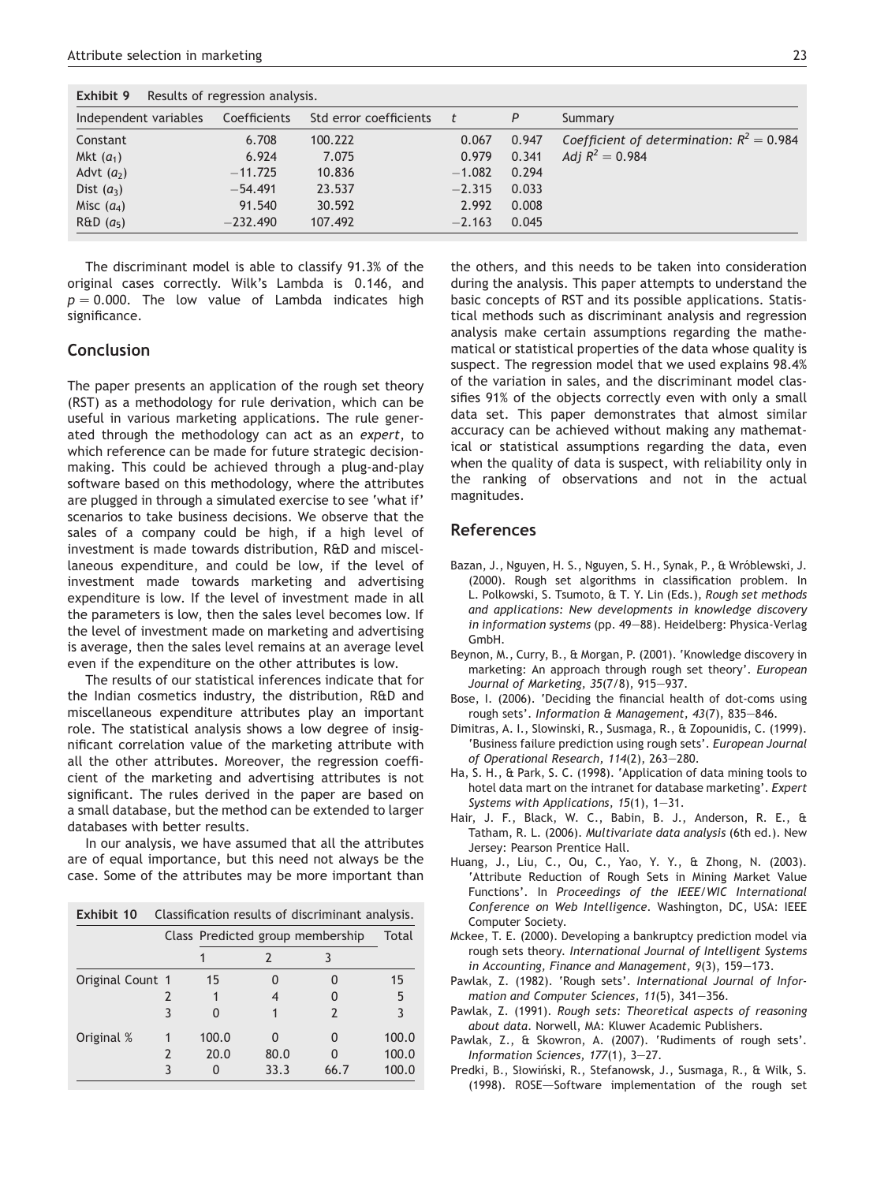**Exhibit 9** Results of regression analysis.

| Independent variables | Coefficients | Std error coefficients | $t$ | $P$ | Summary |
|---|---|---|---|---|---|
| Constant | 6.708 | 100.222 | 0.067 | 0.947 | *Coefficient of determination:* $R^2 = 0.984$ |
| Mkt ($a_1$) | 6.924 | 7.075 | 0.979 | 0.341 | *Adj* $R^2 = 0.984$ |
| Advt ($a_2$) | −11.725 | 10.836 | −1.082 | 0.294 | |
| Dist ($a_3$) | −54.491 | 23.537 | −2.315 | 0.033 | |
| Misc ($a_4$) | 91.540 | 30.592 | 2.992 | 0.008 | |
| R&D ($a_5$) | −232.490 | 107.492 | −2.163 | 0.045 | |

The discriminant model is able to classify 91.3% of the original cases correctly. Wilk's Lambda is 0.146, and $p = 0.000$. The low value of Lambda indicates high significance.

## Conclusion

The paper presents an application of the rough set theory (RST) as a methodology for rule derivation, which can be useful in various marketing applications. The rule generated through the methodology can act as an *expert*, to which reference can be made for future strategic decision-making. This could be achieved through a plug-and-play software based on this methodology, where the attributes are plugged in through a simulated exercise to see 'what if' scenarios to take business decisions. We observe that the sales of a company could be high, if a high level of investment is made towards distribution, R&D and miscellaneous expenditure, and could be low, if the level of investment made towards marketing and advertising expenditure is low. If the level of investment made in all the parameters is low, then the sales level becomes low. If the level of investment made on marketing and advertising is average, then the sales level remains at an average level even if the expenditure on the other attributes is low.

The results of our statistical inferences indicate that for the Indian cosmetics industry, the distribution, R&D and miscellaneous expenditure attributes play an important role. The statistical analysis shows a low degree of insignificant correlation value of the marketing attribute with all the other attributes. Moreover, the regression coefficient of the marketing and advertising attributes is not significant. The rules derived in the paper are based on a small database, but the method can be extended to larger databases with better results.

In our analysis, we have assumed that all the attributes are of equal importance, but this need not always be the case. Some of the attributes may be more important than the others, and this needs to be taken into consideration during the analysis. This paper attempts to understand the basic concepts of RST and its possible applications. Statistical methods such as discriminant analysis and regression analysis make certain assumptions regarding the mathematical or statistical properties of the data whose quality is suspect. The regression model that we used explains 98.4% of the variation in sales, and the discriminant model classifies 91% of the objects correctly even with only a small data set. This paper demonstrates that almost similar accuracy can be achieved without making any mathematical or statistical assumptions regarding the data, even when the quality of data is suspect, with reliability only in the ranking of observations and not in the actual magnitudes.

**Exhibit 10** Classification results of discriminant analysis.

| | Class | Predicted group membership | | | Total |
|---|---|---|---|---|---|
| | | 1 | 2 | 3 | |
| Original Count | 1 | 15 | 0 | 0 | 15 |
| | 2 | 1 | 4 | 0 | 5 |
| | 3 | 0 | 1 | 2 | 3 |
| Original % | 1 | 100.0 | 0 | 0 | 100.0 |
| | 2 | 20.0 | 80.0 | 0 | 100.0 |
| | 3 | 0 | 33.3 | 66.7 | 100.0 |

## References

Bazan, J., Nguyen, H. S., Nguyen, S. H., Synak, P., & Wróblewski, J. (2000). Rough set algorithms in classification problem. In L. Polkowski, S. Tsumoto, & T. Y. Lin (Eds.), *Rough set methods and applications: New developments in knowledge discovery in information systems* (pp. 49—88). Heidelberg: Physica-Verlag GmbH.

Beynon, M., Curry, B., & Morgan, P. (2001). 'Knowledge discovery in marketing: An approach through rough set theory'. *European Journal of Marketing, 35*(7/8), 915—937.

Bose, I. (2006). 'Deciding the financial health of dot-coms using rough sets'. *Information & Management, 43*(7), 835—846.

Dimitras, A. I., Slowinski, R., Susmaga, R., & Zopounidis, C. (1999). 'Business failure prediction using rough sets'. *European Journal of Operational Research, 114*(2), 263—280.

Ha, S. H., & Park, S. C. (1998). 'Application of data mining tools to hotel data mart on the intranet for database marketing'. *Expert Systems with Applications, 15*(1), 1—31.

Hair, J. F., Black, W. C., Babin, B. J., Anderson, R. E., & Tatham, R. L. (2006). *Multivariate data analysis* (6th ed.). New Jersey: Pearson Prentice Hall.

Huang, J., Liu, C., Ou, C., Yao, Y. Y., & Zhong, N. (2003). 'Attribute Reduction of Rough Sets in Mining Market Value Functions'. In *Proceedings of the IEEE/WIC International Conference on Web Intelligence*. Washington, DC, USA: IEEE Computer Society.

Mckee, T. E. (2000). Developing a bankruptcy prediction model via rough sets theory. *International Journal of Intelligent Systems in Accounting, Finance and Management, 9*(3), 159—173.

Pawlak, Z. (1982). 'Rough sets'. *International Journal of Information and Computer Sciences, 11*(5), 341—356.

Pawlak, Z. (1991). *Rough sets: Theoretical aspects of reasoning about data*. Norwell, MA: Kluwer Academic Publishers.

Pawlak, Z., & Skowron, A. (2007). 'Rudiments of rough sets'. *Information Sciences, 177*(1), 3—27.

Predki, B., Słowiński, R., Stefanowsk, J., Susmaga, R., & Wilk, S. (1998). ROSE—Software implementation of the rough set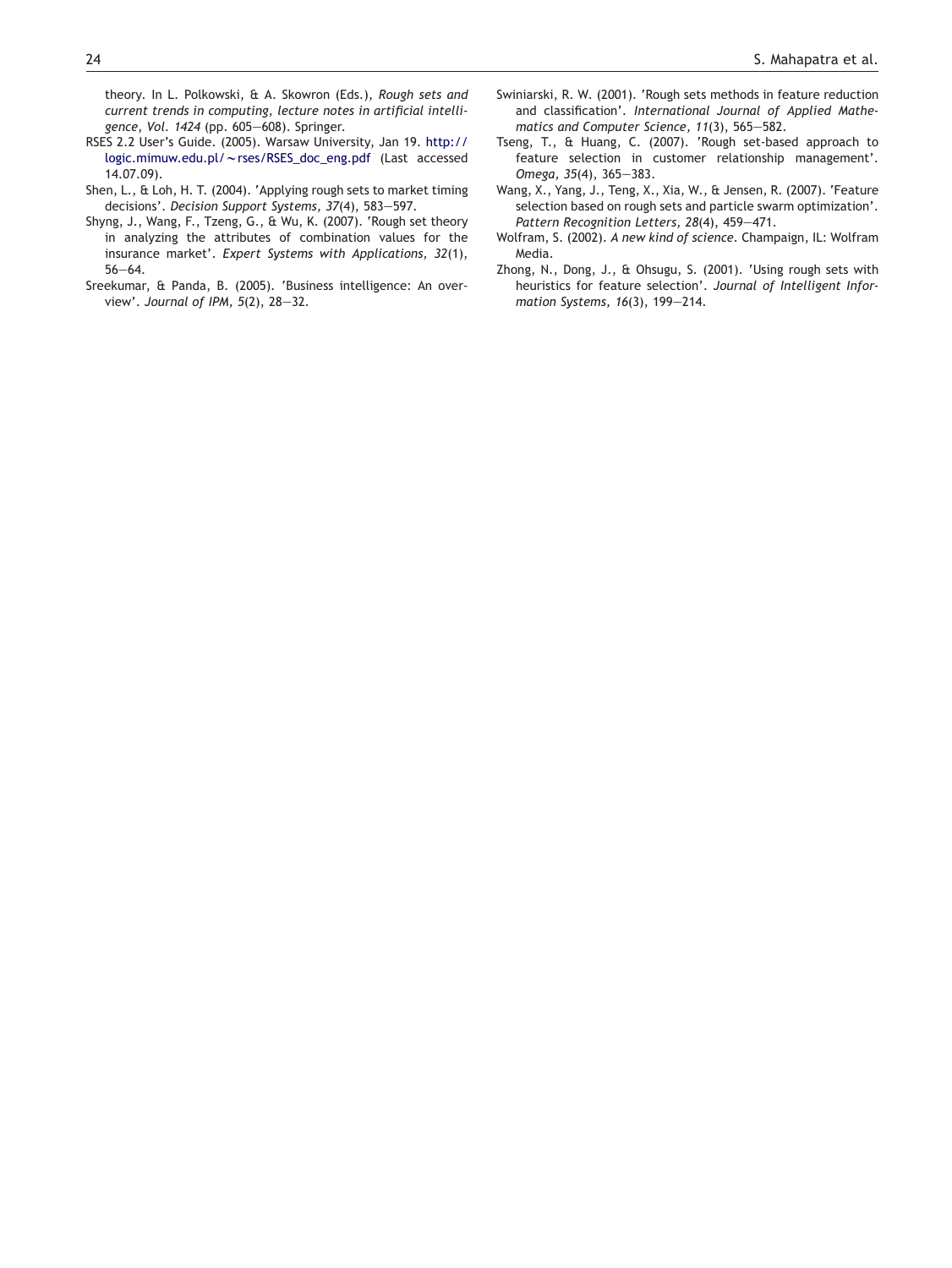theory. In L. Polkowski, & A. Skowron (Eds.), *Rough sets and current trends in computing, lecture notes in artificial intelligence, Vol. 1424* (pp. 605—608). Springer.

RSES 2.2 User's Guide. (2005). Warsaw University, Jan 19. http://logic.mimuw.edu.pl/~rses/RSES_doc_eng.pdf (Last accessed 14.07.09).

Shen, L., & Loh, H. T. (2004). 'Applying rough sets to market timing decisions'. *Decision Support Systems, 37*(4), 583—597.

Shyng, J., Wang, F., Tzeng, G., & Wu, K. (2007). 'Rough set theory in analyzing the attributes of combination values for the insurance market'. *Expert Systems with Applications, 32*(1), 56—64.

Sreekumar, & Panda, B. (2005). 'Business intelligence: An overview'. *Journal of IPM, 5*(2), 28—32.

Swiniarski, R. W. (2001). 'Rough sets methods in feature reduction and classification'. *International Journal of Applied Mathematics and Computer Science, 11*(3), 565—582.

Tseng, T., & Huang, C. (2007). 'Rough set-based approach to feature selection in customer relationship management'. *Omega, 35*(4), 365—383.

Wang, X., Yang, J., Teng, X., Xia, W., & Jensen, R. (2007). 'Feature selection based on rough sets and particle swarm optimization'. *Pattern Recognition Letters, 28*(4), 459—471.

Wolfram, S. (2002). *A new kind of science*. Champaign, IL: Wolfram Media.

Zhong, N., Dong, J., & Ohsugu, S. (2001). 'Using rough sets with heuristics for feature selection'. *Journal of Intelligent Information Systems, 16*(3), 199—214.